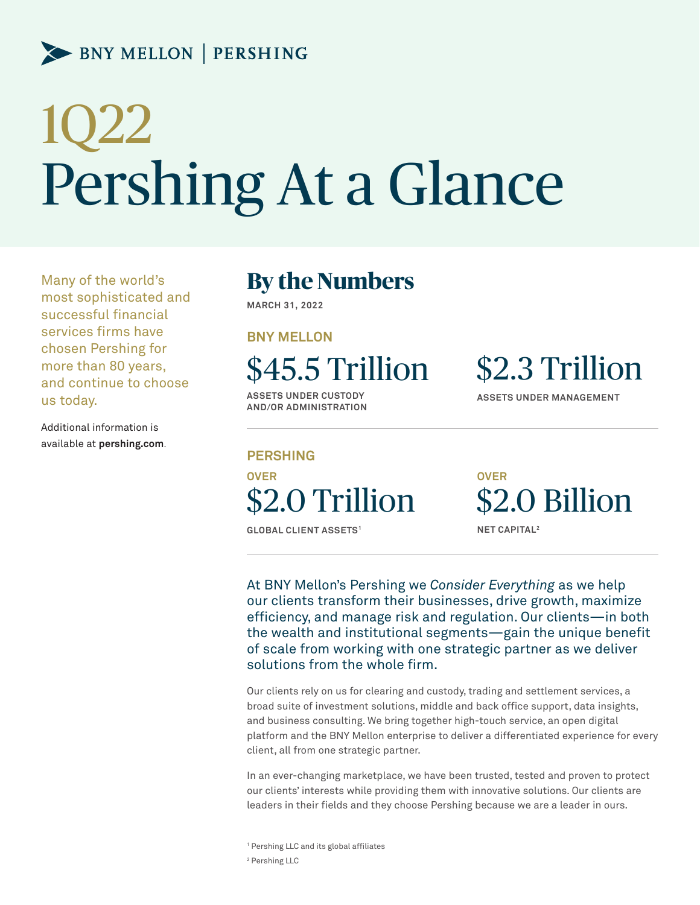BNY MELLON | PERSHING

# 1Q22 Pershing At a Glance

Many of the world's most sophisticated and successful financial services firms have chosen Pershing for more than 80 years, and continue to choose us today.

Additional information is available at **pershing.com**.

## By the Numbers

MARCH 31, 2022

### BNY MELLON

**$45.5 Trillion**
ASSETS UNDER CUSTODY AND/OR ADMINISTRATION

**$2.3 Trillion**
ASSETS UNDER MANAGEMENT

### PERSHING

OVER
**$2.0 Trillion**
GLOBAL CLIENT ASSETS[1]

OVER
**$2.0 Billion**
NET CAPITAL[2]

At BNY Mellon's Pershing we *Consider Everything* as we help our clients transform their businesses, drive growth, maximize efficiency, and manage risk and regulation. Our clients—in both the wealth and institutional segments—gain the unique benefit of scale from working with one strategic partner as we deliver solutions from the whole firm.

Our clients rely on us for clearing and custody, trading and settlement services, a broad suite of investment solutions, middle and back office support, data insights, and business consulting. We bring together high-touch service, an open digital platform and the BNY Mellon enterprise to deliver a differentiated experience for every client, all from one strategic partner.

In an ever-changing marketplace, we have been trusted, tested and proven to protect our clients' interests while providing them with innovative solutions. Our clients are leaders in their fields and they choose Pershing because we are a leader in ours.

[1] Pershing LLC and its global affiliates
[2] Pershing LLC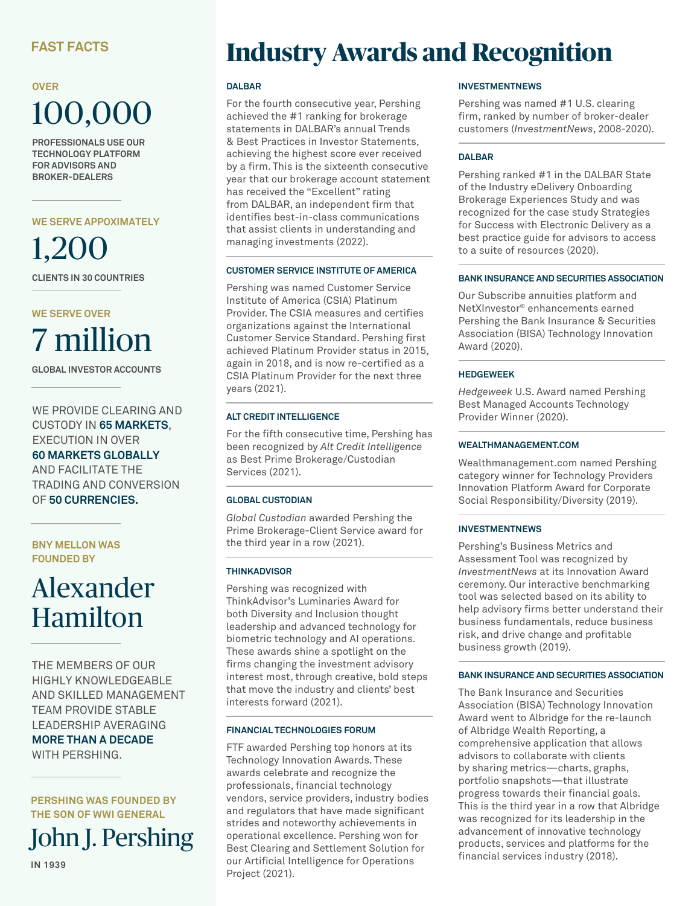## FAST FACTS

OVER

**100,000**

PROFESSIONALS USE OUR TECHNOLOGY PLATFORM FOR ADVISORS AND BROKER-DEALERS

WE SERVE APPOXIMATELY

**1,200**

CLIENTS IN 30 COUNTRIES

WE SERVE OVER

**7 million**

GLOBAL INVESTOR ACCOUNTS

WE PROVIDE CLEARING AND CUSTODY IN **65 MARKETS**, EXECUTION IN OVER **60 MARKETS GLOBALLY** AND FACILITATE THE TRADING AND CONVERSION OF **50 CURRENCIES.**

BNY MELLON WAS FOUNDED BY

**Alexander Hamilton**

THE MEMBERS OF OUR HIGHLY KNOWLEDGEABLE AND SKILLED MANAGEMENT TEAM PROVIDE STABLE LEADERSHIP AVERAGING **MORE THAN A DECADE** WITH PERSHING.

PERSHING WAS FOUNDED BY THE SON OF WWI GENERAL

**John J. Pershing**

IN 1939

# Industry Awards and Recognition

### DALBAR

For the fourth consecutive year, Pershing achieved the #1 ranking for brokerage statements in DALBAR's annual Trends & Best Practices in Investor Statements, achieving the highest score ever received by a firm. This is the sixteenth consecutive year that our brokerage account statement has received the "Excellent" rating from DALBAR, an independent firm that identifies best-in-class communications that assist clients in understanding and managing investments (2022).

### CUSTOMER SERVICE INSTITUTE OF AMERICA

Pershing was named Customer Service Institute of America (CSIA) Platinum Provider. The CSIA measures and certifies organizations against the International Customer Service Standard. Pershing first achieved Platinum Provider status in 2015, again in 2018, and is now re-certified as a CSIA Platinum Provider for the next three years (2021).

### ALT CREDIT INTELLIGENCE

For the fifth consecutive time, Pershing has been recognized by *Alt Credit Intelligence* as Best Prime Brokerage/Custodian Services (2021).

### GLOBAL CUSTODIAN

*Global Custodian* awarded Pershing the Prime Brokerage-Client Service award for the third year in a row (2021).

### THINKADVISOR

Pershing was recognized with ThinkAdvisor's Luminaries Award for both Diversity and Inclusion thought leadership and advanced technology for biometric technology and AI operations. These awards shine a spotlight on the firms changing the investment advisory interest most, through creative, bold steps that move the industry and clients' best interests forward (2021).

### FINANCIAL TECHNOLOGIES FORUM

FTF awarded Pershing top honors at its Technology Innovation Awards. These awards celebrate and recognize the professionals, financial technology vendors, service providers, industry bodies and regulators that have made significant strides and noteworthy achievements in operational excellence. Pershing won for Best Clearing and Settlement Solution for our Artificial Intelligence for Operations Project (2021).

### INVESTMENTNEWS

Pershing was named #1 U.S. clearing firm, ranked by number of broker-dealer customers (*InvestmentNews*, 2008-2020).

### DALBAR

Pershing ranked #1 in the DALBAR State of the Industry eDelivery Onboarding Brokerage Experiences Study and was recognized for the case study Strategies for Success with Electronic Delivery as a best practice guide for advisors to access to a suite of resources (2020).

### BANK INSURANCE AND SECURITIES ASSOCIATION

Our Subscribe annuities platform and NetXInvestor® enhancements earned Pershing the Bank Insurance & Securities Association (BISA) Technology Innovation Award (2020).

### HEDGEWEEK

*Hedgeweek* U.S. Award named Pershing Best Managed Accounts Technology Provider Winner (2020).

### WEALTHMANAGEMENT.COM

Wealthmanagement.com named Pershing category winner for Technology Providers Innovation Platform Award for Corporate Social Responsibility/Diversity (2019).

### INVESTMENTNEWS

Pershing's Business Metrics and Assessment Tool was recognized by *InvestmentNews* at its Innovation Award ceremony. Our interactive benchmarking tool was selected based on its ability to help advisory firms better understand their business fundamentals, reduce business risk, and drive change and profitable business growth (2019).

### BANK INSURANCE AND SECURITIES ASSOCIATION

The Bank Insurance and Securities Association (BISA) Technology Innovation Award went to Albridge for the re-launch of Albridge Wealth Reporting, a comprehensive application that allows advisors to collaborate with clients by sharing metrics—charts, graphs, portfolio snapshots—that illustrate progress towards their financial goals. This is the third year in a row that Albridge was recognized for its leadership in the advancement of innovative technology products, services and platforms for the financial services industry (2018).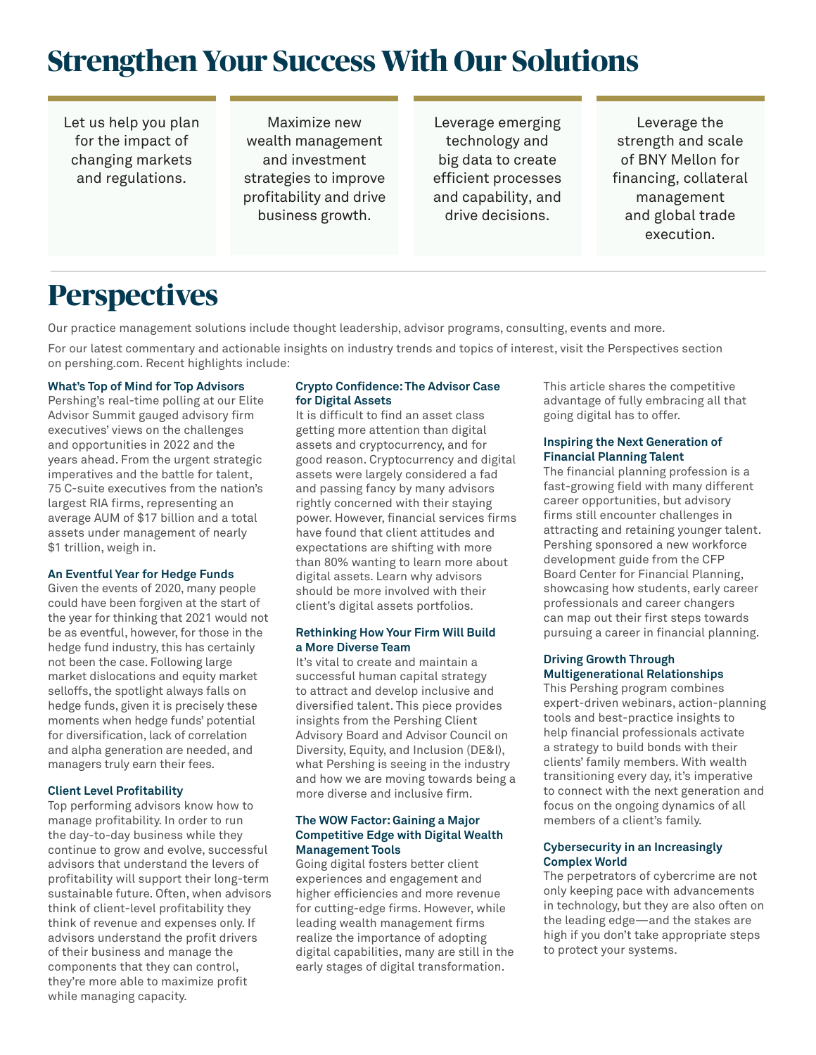# Strengthen Your Success With Our Solutions

Let us help you plan for the impact of changing markets and regulations.

Maximize new wealth management and investment strategies to improve profitability and drive business growth.

Leverage emerging technology and big data to create efficient processes and capability, and drive decisions.

Leverage the strength and scale of BNY Mellon for financing, collateral management and global trade execution.

# Perspectives

Our practice management solutions include thought leadership, advisor programs, consulting, events and more.

For our latest commentary and actionable insights on industry trends and topics of interest, visit the Perspectives section on pershing.com. Recent highlights include:

### What's Top of Mind for Top Advisors

Pershing's real-time polling at our Elite Advisor Summit gauged advisory firm executives' views on the challenges and opportunities in 2022 and the years ahead. From the urgent strategic imperatives and the battle for talent, 75 C-suite executives from the nation's largest RIA firms, representing an average AUM of $17 billion and a total assets under management of nearly $1 trillion, weigh in.

### An Eventful Year for Hedge Funds

Given the events of 2020, many people could have been forgiven at the start of the year for thinking that 2021 would not be as eventful, however, for those in the hedge fund industry, this has certainly not been the case. Following large market dislocations and equity market selloffs, the spotlight always falls on hedge funds, given it is precisely these moments when hedge funds' potential for diversification, lack of correlation and alpha generation are needed, and managers truly earn their fees.

### Client Level Profitability

Top performing advisors know how to manage profitability. In order to run the day-to-day business while they continue to grow and evolve, successful advisors that understand the levers of profitability will support their long-term sustainable future. Often, when advisors think of client-level profitability they think of revenue and expenses only. If advisors understand the profit drivers of their business and manage the components that they can control, they're more able to maximize profit while managing capacity.

### Crypto Confidence: The Advisor Case for Digital Assets

It is difficult to find an asset class getting more attention than digital assets and cryptocurrency, and for good reason. Cryptocurrency and digital assets were largely considered a fad and passing fancy by many advisors rightly concerned with their staying power. However, financial services firms have found that client attitudes and expectations are shifting with more than 80% wanting to learn more about digital assets. Learn why advisors should be more involved with their client's digital assets portfolios.

### Rethinking How Your Firm Will Build a More Diverse Team

It's vital to create and maintain a successful human capital strategy to attract and develop inclusive and diversified talent. This piece provides insights from the Pershing Client Advisory Board and Advisor Council on Diversity, Equity, and Inclusion (DE&I), what Pershing is seeing in the industry and how we are moving towards being a more diverse and inclusive firm.

### The WOW Factor: Gaining a Major Competitive Edge with Digital Wealth Management Tools

Going digital fosters better client experiences and engagement and higher efficiencies and more revenue for cutting-edge firms. However, while leading wealth management firms realize the importance of adopting digital capabilities, many are still in the early stages of digital transformation. This article shares the competitive advantage of fully embracing all that going digital has to offer.

### Inspiring the Next Generation of Financial Planning Talent

The financial planning profession is a fast-growing field with many different career opportunities, but advisory firms still encounter challenges in attracting and retaining younger talent. Pershing sponsored a new workforce development guide from the CFP Board Center for Financial Planning, showcasing how students, early career professionals and career changers can map out their first steps towards pursuing a career in financial planning.

### Driving Growth Through Multigenerational Relationships

This Pershing program combines expert-driven webinars, action-planning tools and best-practice insights to help financial professionals activate a strategy to build bonds with their clients' family members. With wealth transitioning every day, it's imperative to connect with the next generation and focus on the ongoing dynamics of all members of a client's family.

### Cybersecurity in an Increasingly Complex World

The perpetrators of cybercrime are not only keeping pace with advancements in technology, but they are also often on the leading edge—and the stakes are high if you don't take appropriate steps to protect your systems.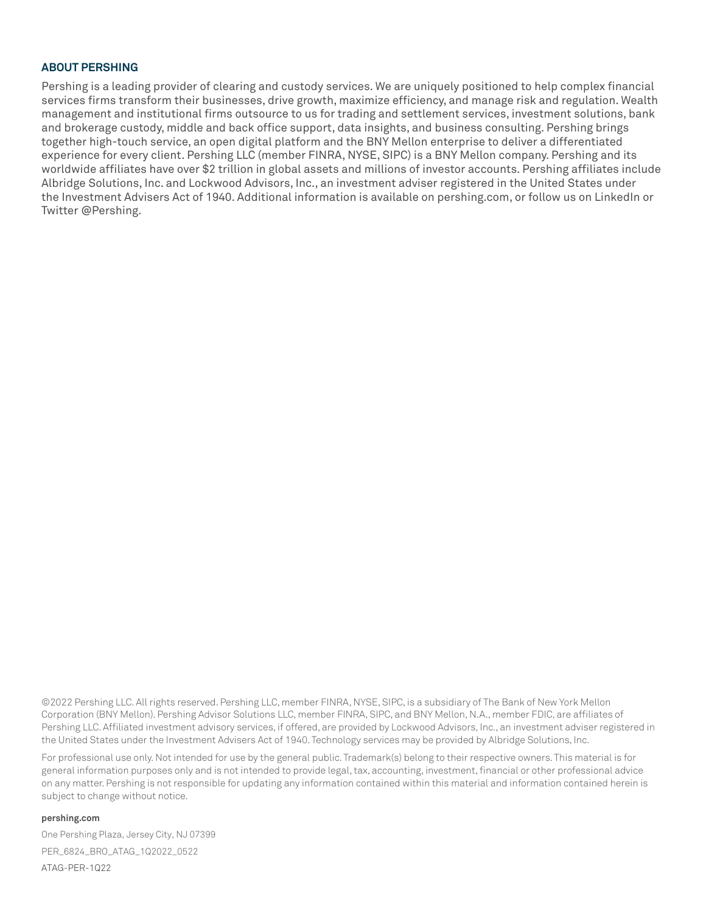## ABOUT PERSHING

Pershing is a leading provider of clearing and custody services. We are uniquely positioned to help complex financial services firms transform their businesses, drive growth, maximize efficiency, and manage risk and regulation. Wealth management and institutional firms outsource to us for trading and settlement services, investment solutions, bank and brokerage custody, middle and back office support, data insights, and business consulting. Pershing brings together high-touch service, an open digital platform and the BNY Mellon enterprise to deliver a differentiated experience for every client. Pershing LLC (member FINRA, NYSE, SIPC) is a BNY Mellon company. Pershing and its worldwide affiliates have over $2 trillion in global assets and millions of investor accounts. Pershing affiliates include Albridge Solutions, Inc. and Lockwood Advisors, Inc., an investment adviser registered in the United States under the Investment Advisers Act of 1940. Additional information is available on pershing.com, or follow us on LinkedIn or Twitter @Pershing.

©2022 Pershing LLC. All rights reserved. Pershing LLC, member FINRA, NYSE, SIPC, is a subsidiary of The Bank of New York Mellon Corporation (BNY Mellon). Pershing Advisor Solutions LLC, member FINRA, SIPC, and BNY Mellon, N.A., member FDIC, are affiliates of Pershing LLC. Affiliated investment advisory services, if offered, are provided by Lockwood Advisors, Inc., an investment adviser registered in the United States under the Investment Advisers Act of 1940. Technology services may be provided by Albridge Solutions, Inc.

For professional use only. Not intended for use by the general public. Trademark(s) belong to their respective owners. This material is for general information purposes only and is not intended to provide legal, tax, accounting, investment, financial or other professional advice on any matter. Pershing is not responsible for updating any information contained within this material and information contained herein is subject to change without notice.

**pershing.com**

One Pershing Plaza, Jersey City, NJ 07399

PER_6824_BRO_ATAG_1Q2022_0522

ATAG-PER-1Q22